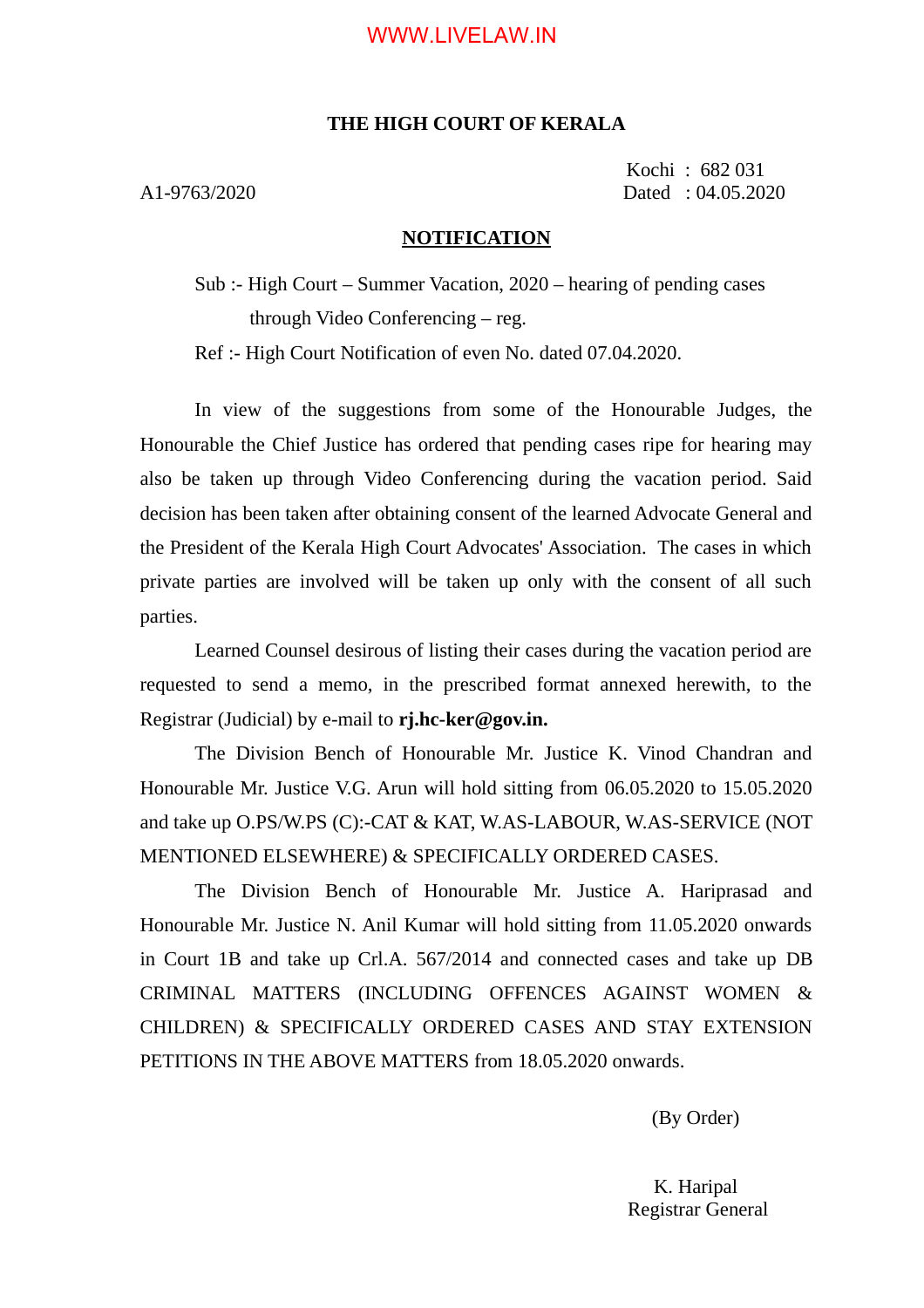# THE HIGH COURT OF KERALA

A1-9763/2020

Kochi : 682 031
Dated : 04.05.2020

## NOTIFICATION

Sub :- High Court – Summer Vacation, 2020 – hearing of pending cases through Video Conferencing – reg.

Ref :- High Court Notification of even No. dated 07.04.2020.

In view of the suggestions from some of the Honourable Judges, the Honourable the Chief Justice has ordered that pending cases ripe for hearing may also be taken up through Video Conferencing during the vacation period. Said decision has been taken after obtaining consent of the learned Advocate General and the President of the Kerala High Court Advocates' Association. The cases in which private parties are involved will be taken up only with the consent of all such parties.

Learned Counsel desirous of listing their cases during the vacation period are requested to send a memo, in the prescribed format annexed herewith, to the Registrar (Judicial) by e-mail to **rj.hc-ker@gov.in.**

The Division Bench of Honourable Mr. Justice K. Vinod Chandran and Honourable Mr. Justice V.G. Arun will hold sitting from 06.05.2020 to 15.05.2020 and take up O.PS/W.PS (C):-CAT & KAT, W.AS-LABOUR, W.AS-SERVICE (NOT MENTIONED ELSEWHERE) & SPECIFICALLY ORDERED CASES.

The Division Bench of Honourable Mr. Justice A. Hariprasad and Honourable Mr. Justice N. Anil Kumar will hold sitting from 11.05.2020 onwards in Court 1B and take up Crl.A. 567/2014 and connected cases and take up DB CRIMINAL MATTERS (INCLUDING OFFENCES AGAINST WOMEN & CHILDREN) & SPECIFICALLY ORDERED CASES AND STAY EXTENSION PETITIONS IN THE ABOVE MATTERS from 18.05.2020 onwards.

(By Order)

K. Haripal
Registrar General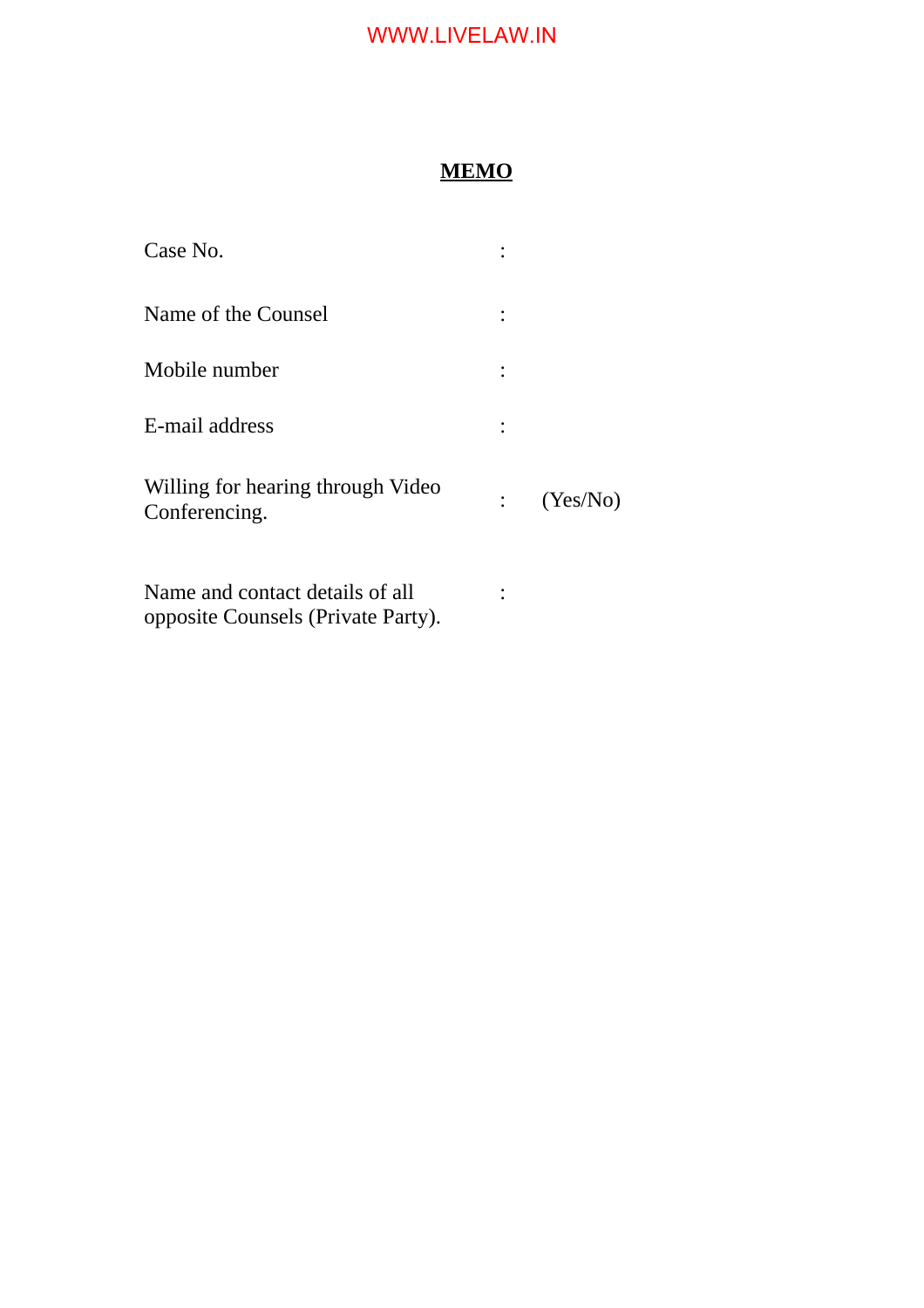# **MEMO**

| | | |
|---|---|---|
| Case No. | : | |
| Name of the Counsel | : | |
| Mobile number | : | |
| E-mail address | : | |
| Willing for hearing through Video Conferencing. | : | (Yes/No) |
| Name and contact details of all opposite Counsels (Private Party). | : | |